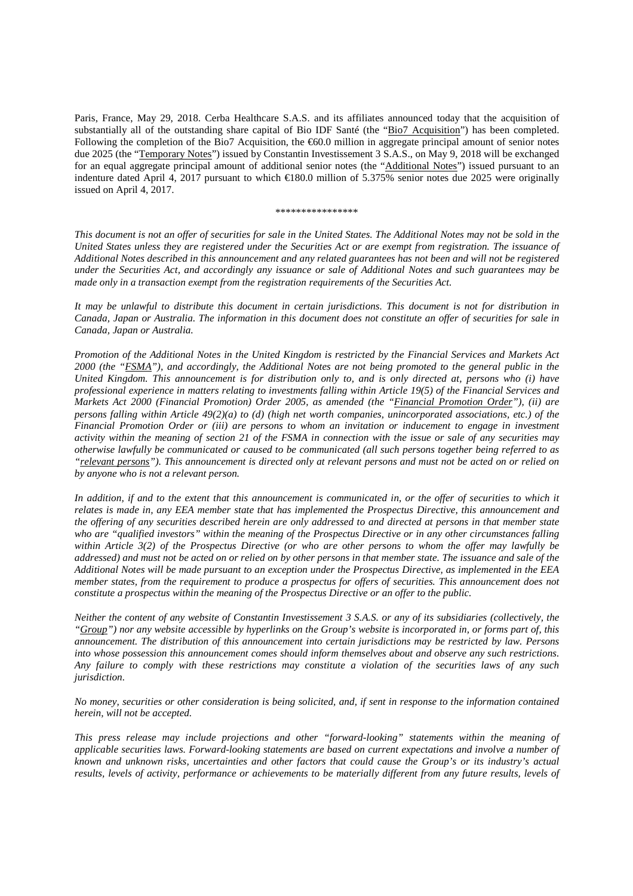Paris, France, May 29, 2018. Cerba Healthcare S.A.S. and its affiliates announced today that the acquisition of substantially all of the outstanding share capital of Bio IDF Santé (the "Bio7 Acquisition") has been completed. Following the completion of the Bio7 Acquisition, the €60.0 million in aggregate principal amount of senior notes due 2025 (the "Temporary Notes") issued by Constantin Investissement 3 S.A.S., on May 9, 2018 will be exchanged for an equal aggregate principal amount of additional senior notes (the "Additional Notes") issued pursuant to an indenture dated April 4, 2017 pursuant to which €180.0 million of 5.375% senior notes due 2025 were originally issued on April 4, 2017.

\*\*\*\*\*\*\*\*\*\*\*\*\*\*\*\*

*This document is not an offer of securities for sale in the United States. The Additional Notes may not be sold in the United States unless they are registered under the Securities Act or are exempt from registration. The issuance of Additional Notes described in this announcement and any related guarantees has not been and will not be registered under the Securities Act, and accordingly any issuance or sale of Additional Notes and such guarantees may be made only in a transaction exempt from the registration requirements of the Securities Act.*

*It may be unlawful to distribute this document in certain jurisdictions. This document is not for distribution in Canada, Japan or Australia. The information in this document does not constitute an offer of securities for sale in Canada, Japan or Australia.*

*Promotion of the Additional Notes in the United Kingdom is restricted by the Financial Services and Markets Act 2000 (the "FSMA"), and accordingly, the Additional Notes are not being promoted to the general public in the United Kingdom. This announcement is for distribution only to, and is only directed at, persons who (i) have professional experience in matters relating to investments falling within Article 19(5) of the Financial Services and Markets Act 2000 (Financial Promotion) Order 2005, as amended (the "Financial Promotion Order"), (ii) are persons falling within Article 49(2)(a) to (d) (high net worth companies, unincorporated associations, etc.) of the Financial Promotion Order or (iii) are persons to whom an invitation or inducement to engage in investment activity within the meaning of section 21 of the FSMA in connection with the issue or sale of any securities may otherwise lawfully be communicated or caused to be communicated (all such persons together being referred to as "relevant persons"). This announcement is directed only at relevant persons and must not be acted on or relied on by anyone who is not a relevant person.*

*In addition, if and to the extent that this announcement is communicated in, or the offer of securities to which it relates is made in, any EEA member state that has implemented the Prospectus Directive, this announcement and the offering of any securities described herein are only addressed to and directed at persons in that member state who are "qualified investors" within the meaning of the Prospectus Directive or in any other circumstances falling within Article 3(2) of the Prospectus Directive (or who are other persons to whom the offer may lawfully be addressed) and must not be acted on or relied on by other persons in that member state. The issuance and sale of the Additional Notes will be made pursuant to an exception under the Prospectus Directive, as implemented in the EEA member states, from the requirement to produce a prospectus for offers of securities. This announcement does not constitute a prospectus within the meaning of the Prospectus Directive or an offer to the public.*

*Neither the content of any website of Constantin Investissement 3 S.A.S. or any of its subsidiaries (collectively, the "Group") nor any website accessible by hyperlinks on the Group's website is incorporated in, or forms part of, this announcement. The distribution of this announcement into certain jurisdictions may be restricted by law. Persons into whose possession this announcement comes should inform themselves about and observe any such restrictions. Any failure to comply with these restrictions may constitute a violation of the securities laws of any such jurisdiction.*

*No money, securities or other consideration is being solicited, and, if sent in response to the information contained herein, will not be accepted.*

*This press release may include projections and other "forward-looking" statements within the meaning of applicable securities laws. Forward-looking statements are based on current expectations and involve a number of known and unknown risks, uncertainties and other factors that could cause the Group's or its industry's actual results, levels of activity, performance or achievements to be materially different from any future results, levels of*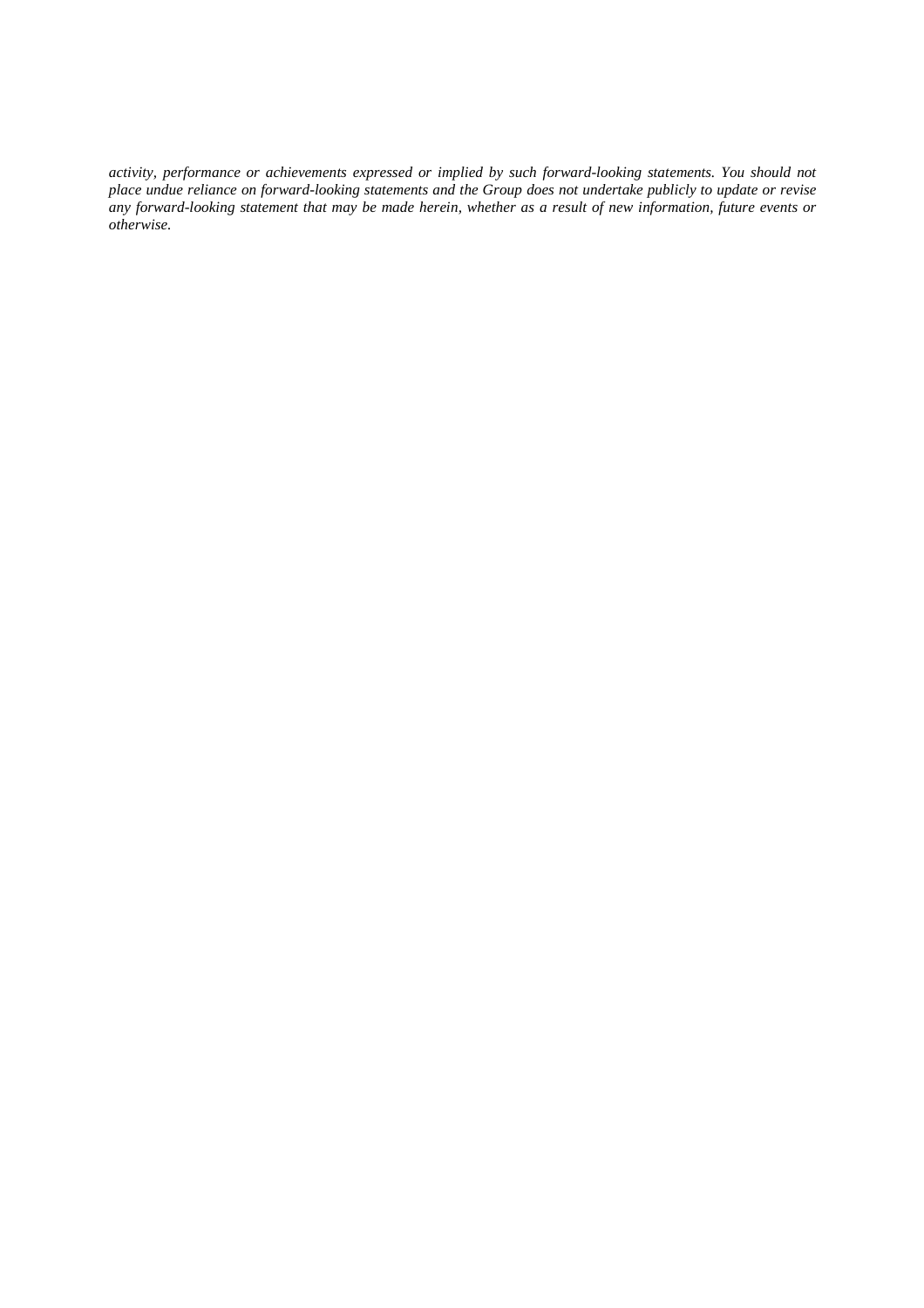*activity, performance or achievements expressed or implied by such forward-looking statements. You should not place undue reliance on forward-looking statements and the Group does not undertake publicly to update or revise any forward-looking statement that may be made herein, whether as a result of new information, future events or otherwise.*